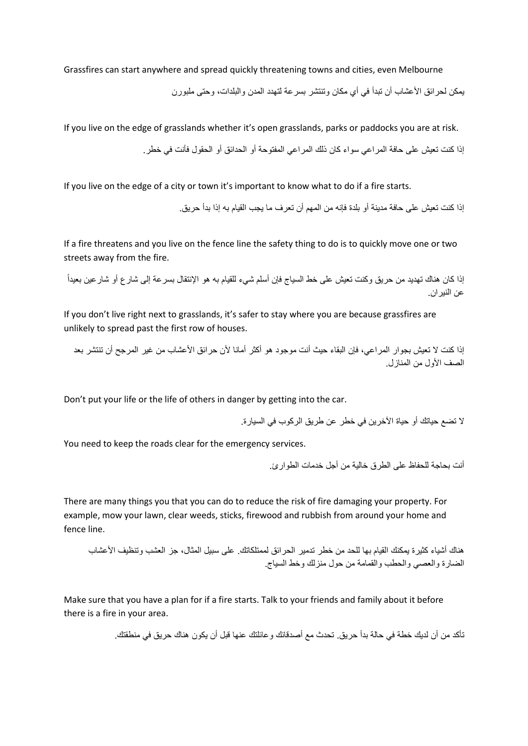Grassfires can start anywhere and spread quickly threatening towns and cities, even Melbourne

يمكن لحرائق الأعشاب أن تبدأ في أي مكان وتنتشر بسرعة لتهدد المدن والبلدات، وحتى ملبورن

If you live on the edge of grasslands whether it's open grasslands, parks or paddocks you are at risk.

إذا كنت تعيش على حافة المراعي سواء كان ذلك المراعي المفتوحة أو الحدائق أو الحقول فأنت في خطر.

If you live on the edge of a city or town it's important to know what to do if a fire starts.

إذا كنت تعيش على حافة مدينة أو بلدة فإنه من المهم أن تعرف ما يجب القيام به إذا بدأ حريق.

If a fire threatens and you live on the fence line the safety thing to do is to quickly move one or two streets away from the fire.

إذا كان هناك تهديد من حريق وكنت تعيش على خط السياج فإن أسلم شيء للقيام به هو الإنتقال بسرعة إلى شارع أو شارعين بعيداً عن النيران.

If you don't live right next to grasslands, it's safer to stay where you are because grassfires are unlikely to spread past the first row of houses.

إذا كنت لا تعيش بجوار المراعي، فإن البقاء حيث أنت موجود هو أكثر أمانا لأن حرائق الأعشاب من غير المرجح أن تنتشر بعد الصف الأول من المنازل.

Don't put your life or the life of others in danger by getting into the car.

لا تضع حياتك أو حياة الآخرين في خطر عن طريق الركوب في السيارة.

You need to keep the roads clear for the emergency services.

أنت بحاجة للحفاظ على الطرق خالية من أجل خدمات الطوارئ.

There are many things you that you can do to reduce the risk of fire damaging your property. For example, mow your lawn, clear weeds, sticks, firewood and rubbish from around your home and fence line.

هناك أشياء كثيرة يمكنك القيام بها للحد من خطر تدمير الحرائق لممتلكاتك. على سبيل المثال، جز العشب وتنظيف الأعشاب الضارة والعصي والحطب والقمامة من حول منزلك وخط السياج.

Make sure that you have a plan for if a fire starts. Talk to your friends and family about it before there is a fire in your area.

تأكد من أن لديك خطة في حالة بدأ حريق. تحدث مع أصدقائك وعائلتك عنها قبل أن يكون هناك حريق في منطقتك.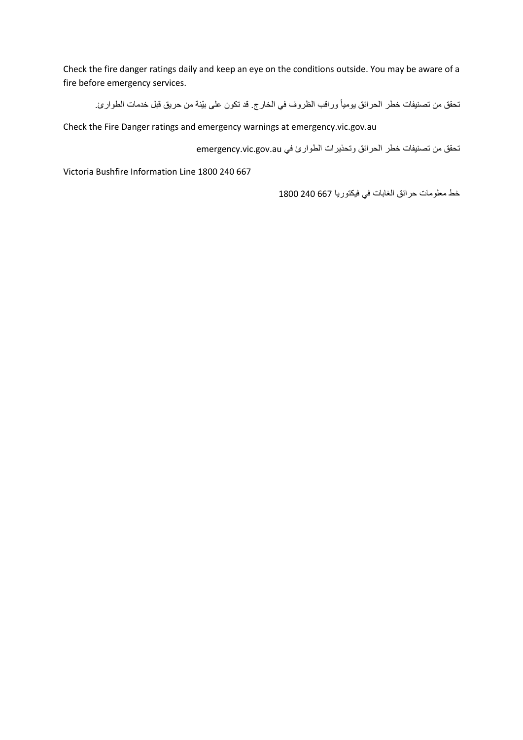Check the fire danger ratings daily and keep an eye on the conditions outside. You may be aware of a fire before emergency services.

تحقق من تصنيفات خطر الحرائق يومياً وراقب الظروف في الخارج. قد تكون على بيّنة من حريق قبل خدمات الطوارئ.

Check the Fire Danger ratings and emergency warnings at emergency.vic.gov.au

تحقق من تصنيفات خطر الحرائق وتحذيرات الطوارئ في emergency.vic.gov.au

Victoria Bushfire Information Line 1800 240 667

خط معلومات حرائق الغابات في فيكتوريا 1800 240 667